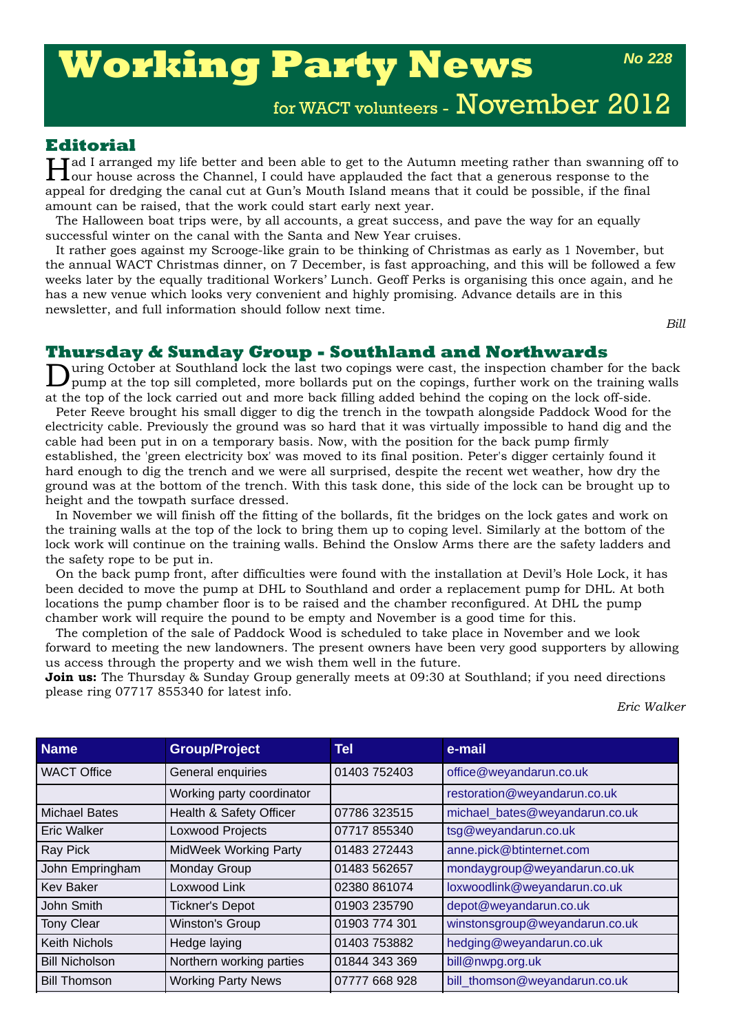# Working Party News

**No 228**

for WACT volunteers - November 2012

## Editorial

Had I arranged my life better and been able to get to the Autumn meeting rather than swanning off to our house across the Channel, I could have applauded the fact that a generous response to the appeal for dredging the canal cut at Gun's Mouth Island means that it could be possible, if the final amount can be raised, that the work could start early next year.

The Halloween boat trips were, by all accounts, a great success, and pave the way for an equally successful winter on the canal with the Santa and New Year cruises.

It rather goes against my Scrooge-like grain to be thinking of Christmas as early as 1 November, but the annual WACT Christmas dinner, on 7 December, is fast approaching, and this will be followed a few weeks later by the equally traditional Workers' Lunch. Geoff Perks is organising this once again, and he has a new venue which looks very convenient and highly promising. Advance details are in this newsletter, and full information should follow next time.

*Bill*

## Thursday & Sunday Group - Southland and Northwards

During October at Southland lock the last two copings were cast, the inspection chamber for the back pump at the top sill completed, more bollards put on the copings, further work on the training walls at the top of the lock carried out and more back filling added behind the coping on the lock off-side.

Peter Reeve brought his small digger to dig the trench in the towpath alongside Paddock Wood for the electricity cable. Previously the ground was so hard that it was virtually impossible to hand dig and the cable had been put in on a temporary basis. Now, with the position for the back pump firmly established, the 'green electricity box' was moved to its final position. Peter's digger certainly found it hard enough to dig the trench and we were all surprised, despite the recent wet weather, how dry the ground was at the bottom of the trench. With this task done, this side of the lock can be brought up to height and the towpath surface dressed.

In November we will finish off the fitting of the bollards, fit the bridges on the lock gates and work on the training walls at the top of the lock to bring them up to coping level. Similarly at the bottom of the lock work will continue on the training walls. Behind the Onslow Arms there are the safety ladders and the safety rope to be put in.

On the back pump front, after difficulties were found with the installation at Devil's Hole Lock, it has been decided to move the pump at DHL to Southland and order a replacement pump for DHL. At both locations the pump chamber floor is to be raised and the chamber reconfigured. At DHL the pump chamber work will require the pound to be empty and November is a good time for this.

The completion of the sale of Paddock Wood is scheduled to take place in November and we look forward to meeting the new landowners. The present owners have been very good supporters by allowing us access through the property and we wish them well in the future.

**Join us:** The Thursday & Sunday Group generally meets at 09:30 at Southland; if you need directions please ring 07717 855340 for latest info.

*Eric Walker*

| Name | Group/Project | Tel | e-mail |
|---|---|---|---|
| WACT Office | General enquiries | 01403 752403 | office@weyandarun.co.uk |
| | Working party coordinator | | restoration@weyandarun.co.uk |
| Michael Bates | Health & Safety Officer | 07786 323515 | michael_bates@weyandarun.co.uk |
| Eric Walker | Loxwood Projects | 07717 855340 | tsg@weyandarun.co.uk |
| Ray Pick | MidWeek Working Party | 01483 272443 | anne.pick@btinternet.com |
| John Empringham | Monday Group | 01483 562657 | mondaygroup@weyandarun.co.uk |
| Kev Baker | Loxwood Link | 02380 861074 | loxwoodlink@weyandarun.co.uk |
| John Smith | Tickner's Depot | 01903 235790 | depot@weyandarun.co.uk |
| Tony Clear | Winston's Group | 01903 774 301 | winstonsgroup@weyandarun.co.uk |
| Keith Nichols | Hedge laying | 01403 753882 | hedging@weyandarun.co.uk |
| Bill Nicholson | Northern working parties | 01844 343 369 | bill@nwpg.org.uk |
| Bill Thomson | Working Party News | 07777 668 928 | bill_thomson@weyandarun.co.uk |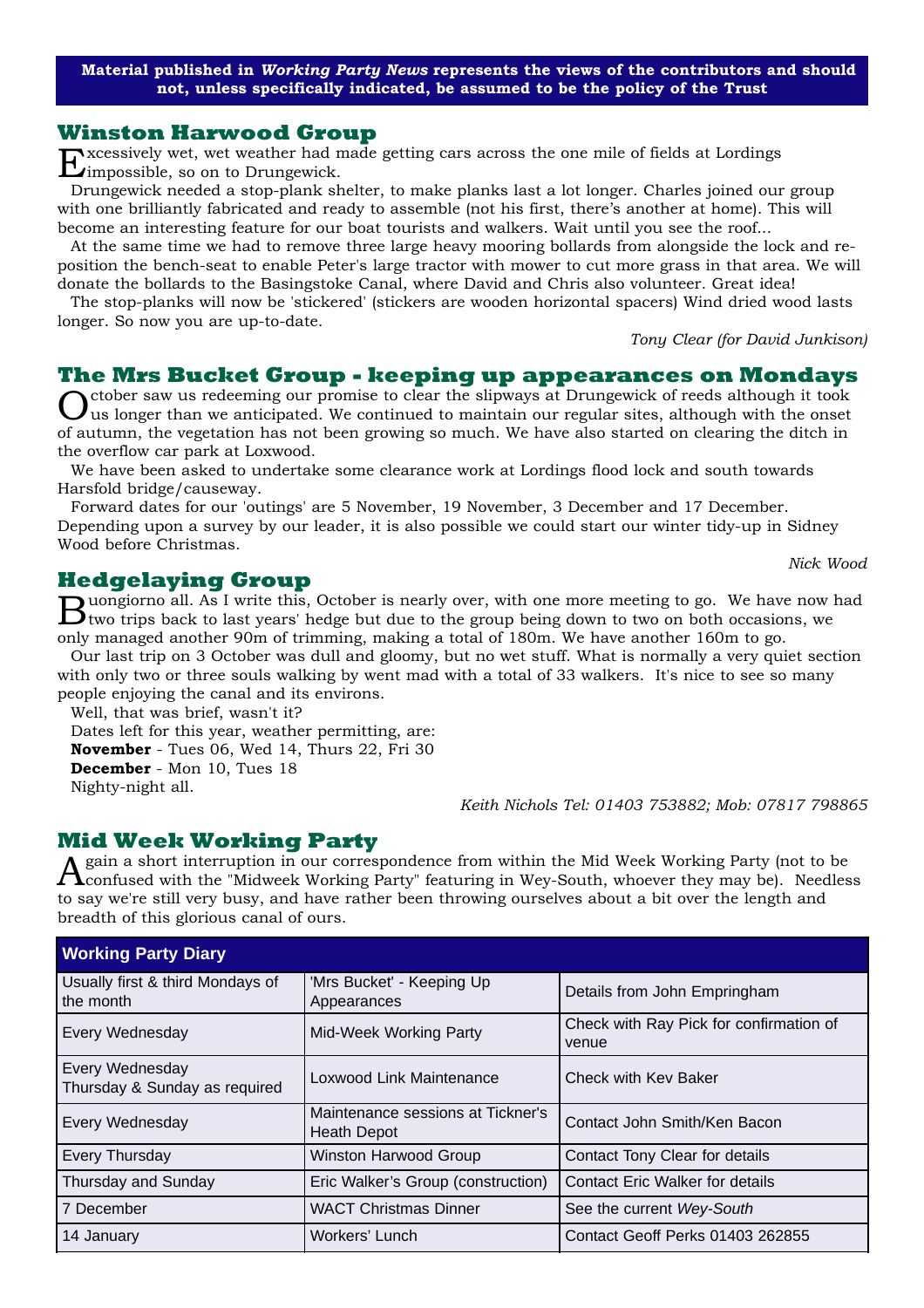**Material published in *Working Party News* represents the views of the contributors and should not, unless specifically indicated, be assumed to be the policy of the Trust**

## Winston Harwood Group

Excessively wet, wet weather had made getting cars across the one mile of fields at Lordings impossible, so on to Drungewick.

Drungewick needed a stop-plank shelter, to make planks last a lot longer. Charles joined our group with one brilliantly fabricated and ready to assemble (not his first, there's another at home). This will become an interesting feature for our boat tourists and walkers. Wait until you see the roof...

At the same time we had to remove three large heavy mooring bollards from alongside the lock and re-position the bench-seat to enable Peter's large tractor with mower to cut more grass in that area. We will donate the bollards to the Basingstoke Canal, where David and Chris also volunteer. Great idea!

The stop-planks will now be 'stickered' (stickers are wooden horizontal spacers) Wind dried wood lasts longer. So now you are up-to-date.

*Tony Clear (for David Junkison)*

## The Mrs Bucket Group - keeping up appearances on Mondays

October saw us redeeming our promise to clear the slipways at Drungewick of reeds although it took us longer than we anticipated. We continued to maintain our regular sites, although with the onset of autumn, the vegetation has not been growing so much. We have also started on clearing the ditch in the overflow car park at Loxwood.

We have been asked to undertake some clearance work at Lordings flood lock and south towards Harsfold bridge/causeway.

Forward dates for our 'outings' are 5 November, 19 November, 3 December and 17 December. Depending upon a survey by our leader, it is also possible we could start our winter tidy-up in Sidney Wood before Christmas.

*Nick Wood*

## Hedgelaying Group

Buongiorno all. As I write this, October is nearly over, with one more meeting to go. We have now had two trips back to last years' hedge but due to the group being down to two on both occasions, we only managed another 90m of trimming, making a total of 180m. We have another 160m to go.

Our last trip on 3 October was dull and gloomy, but no wet stuff. What is normally a very quiet section with only two or three souls walking by went mad with a total of 33 walkers. It's nice to see so many people enjoying the canal and its environs.

Well, that was brief, wasn't it?

Dates left for this year, weather permitting, are:

**November** - Tues 06, Wed 14, Thurs 22, Fri 30

**December** - Mon 10, Tues 18

Nighty-night all.

*Keith Nichols Tel: 01403 753882; Mob: 07817 798865*

## Mid Week Working Party

Again a short interruption in our correspondence from within the Mid Week Working Party (not to be confused with the "Midweek Working Party" featuring in Wey-South, whoever they may be). Needless to say we're still very busy, and have rather been throwing ourselves about a bit over the length and breadth of this glorious canal of ours.

| Working Party Diary | | |
|---|---|---|
| Usually first & third Mondays of the month | 'Mrs Bucket' - Keeping Up Appearances | Details from John Empringham |
| Every Wednesday | Mid-Week Working Party | Check with Ray Pick for confirmation of venue |
| Every Wednesday<br>Thursday & Sunday as required | Loxwood Link Maintenance | Check with Kev Baker |
| Every Wednesday | Maintenance sessions at Tickner's Heath Depot | Contact John Smith/Ken Bacon |
| Every Thursday | Winston Harwood Group | Contact Tony Clear for details |
| Thursday and Sunday | Eric Walker's Group (construction) | Contact Eric Walker for details |
| 7 December | WACT Christmas Dinner | See the current *Wey-South* |
| 14 January | Workers' Lunch | Contact Geoff Perks 01403 262855 |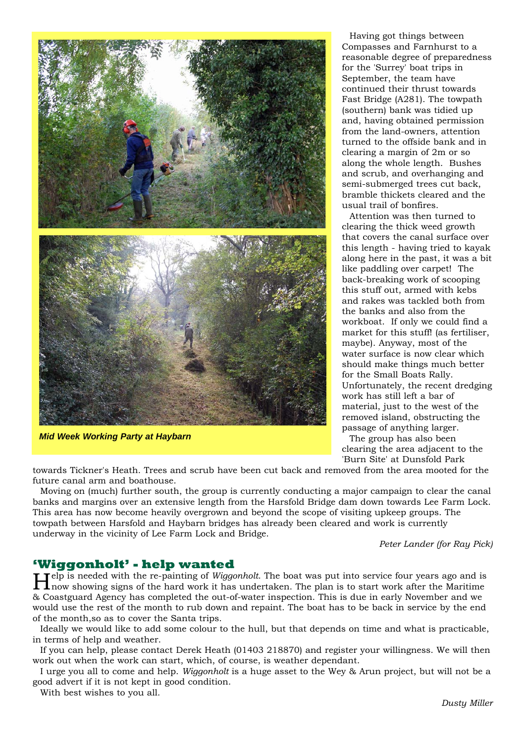*Mid Week Working Party at Haybarn*

Having got things between Compasses and Farnhurst to a reasonable degree of preparedness for the 'Surrey' boat trips in September, the team have continued their thrust towards Fast Bridge (A281). The towpath (southern) bank was tidied up and, having obtained permission from the land-owners, attention turned to the offside bank and in clearing a margin of 2m or so along the whole length. Bushes and scrub, and overhanging and semi-submerged trees cut back, bramble thickets cleared and the usual trail of bonfires.

Attention was then turned to clearing the thick weed growth that covers the canal surface over this length - having tried to kayak along here in the past, it was a bit like paddling over carpet! The back-breaking work of scooping this stuff out, armed with kebs and rakes was tackled both from the banks and also from the workboat. If only we could find a market for this stuff! (as fertiliser, maybe). Anyway, most of the water surface is now clear which should make things much better for the Small Boats Rally. Unfortunately, the recent dredging work has still left a bar of material, just to the west of the removed island, obstructing the passage of anything larger.

The group has also been clearing the area adjacent to the 'Burn Site' at Dunsfold Park towards Tickner's Heath. Trees and scrub have been cut back and removed from the area mooted for the future canal arm and boathouse.

Moving on (much) further south, the group is currently conducting a major campaign to clear the canal banks and margins over an extensive length from the Harsfold Bridge dam down towards Lee Farm Lock. This area has now become heavily overgrown and beyond the scope of visiting upkeep groups. The towpath between Harsfold and Haybarn bridges has already been cleared and work is currently underway in the vicinity of Lee Farm Lock and Bridge.

*Peter Lander (for Ray Pick)*

## 'Wiggonholt' - help wanted

Help is needed with the re-painting of *Wiggonholt*. The boat was put into service four years ago and is now showing signs of the hard work it has undertaken. The plan is to start work after the Maritime & Coastguard Agency has completed the out-of-water inspection. This is due in early November and we would use the rest of the month to rub down and repaint. The boat has to be back in service by the end of the month,so as to cover the Santa trips.

Ideally we would like to add some colour to the hull, but that depends on time and what is practicable, in terms of help and weather.

If you can help, please contact Derek Heath (01403 218870) and register your willingness. We will then work out when the work can start, which, of course, is weather dependant.

I urge you all to come and help. *Wiggonholt* is a huge asset to the Wey & Arun project, but will not be a good advert if it is not kept in good condition.

With best wishes to you all.

*Dusty Miller*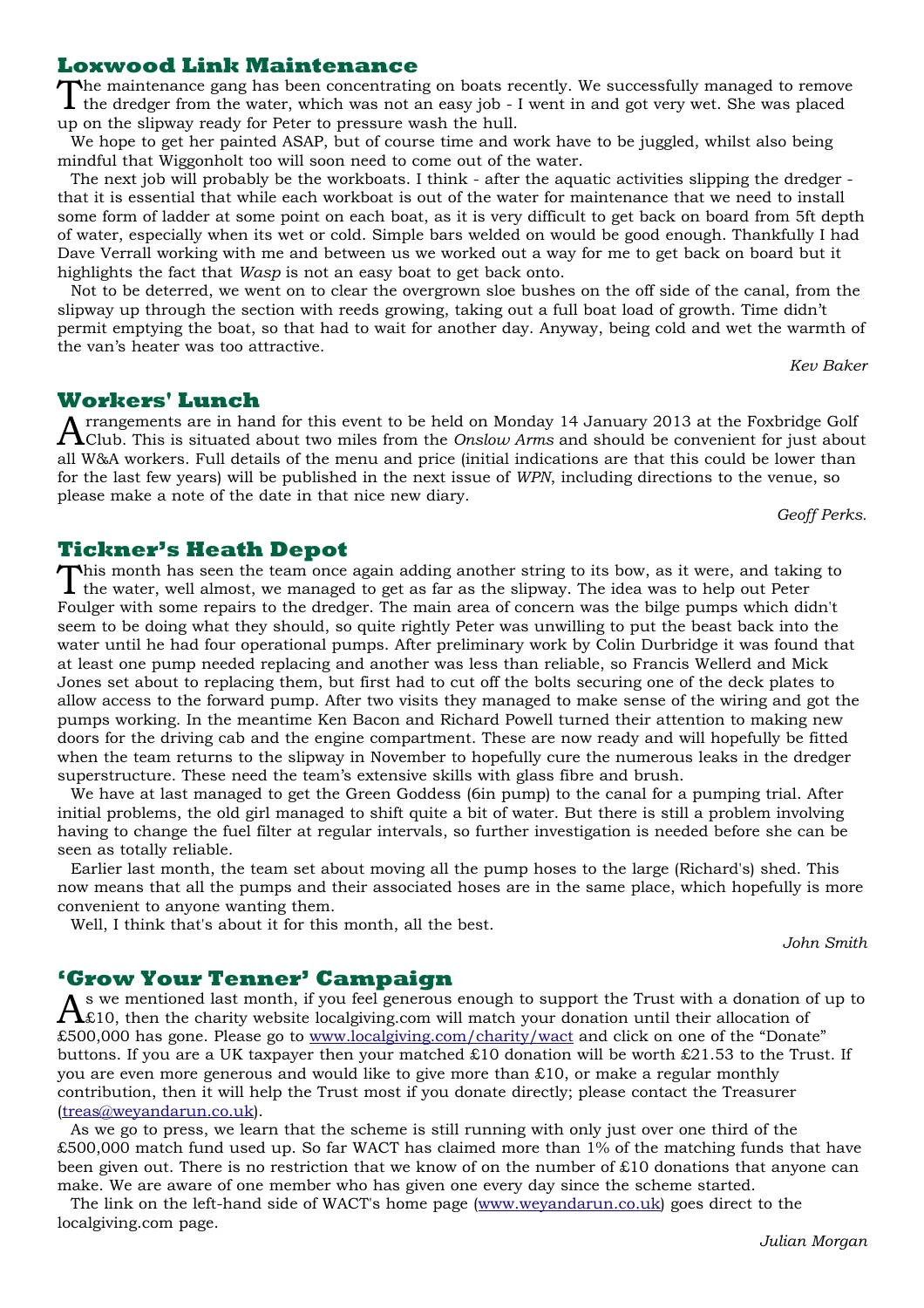## Loxwood Link Maintenance

The maintenance gang has been concentrating on boats recently. We successfully managed to remove the dredger from the water, which was not an easy job - I went in and got very wet. She was placed up on the slipway ready for Peter to pressure wash the hull.

We hope to get her painted ASAP, but of course time and work have to be juggled, whilst also being mindful that Wiggonholt too will soon need to come out of the water.

The next job will probably be the workboats. I think - after the aquatic activities slipping the dredger - that it is essential that while each workboat is out of the water for maintenance that we need to install some form of ladder at some point on each boat, as it is very difficult to get back on board from 5ft depth of water, especially when its wet or cold. Simple bars welded on would be good enough. Thankfully I had Dave Verrall working with me and between us we worked out a way for me to get back on board but it highlights the fact that *Wasp* is not an easy boat to get back onto.

Not to be deterred, we went on to clear the overgrown sloe bushes on the off side of the canal, from the slipway up through the section with reeds growing, taking out a full boat load of growth. Time didn't permit emptying the boat, so that had to wait for another day. Anyway, being cold and wet the warmth of the van's heater was too attractive.

*Kev Baker*

## Workers' Lunch

Arrangements are in hand for this event to be held on Monday 14 January 2013 at the Foxbridge Golf Club. This is situated about two miles from the *Onslow Arms* and should be convenient for just about all W&A workers. Full details of the menu and price (initial indications are that this could be lower than for the last few years) will be published in the next issue of *WPN*, including directions to the venue, so please make a note of the date in that nice new diary.

*Geoff Perks.*

## Tickner's Heath Depot

This month has seen the team once again adding another string to its bow, as it were, and taking to the water, well almost, we managed to get as far as the slipway. The idea was to help out Peter Foulger with some repairs to the dredger. The main area of concern was the bilge pumps which didn't seem to be doing what they should, so quite rightly Peter was unwilling to put the beast back into the water until he had four operational pumps. After preliminary work by Colin Durbridge it was found that at least one pump needed replacing and another was less than reliable, so Francis Wellerd and Mick Jones set about to replacing them, but first had to cut off the bolts securing one of the deck plates to allow access to the forward pump. After two visits they managed to make sense of the wiring and got the pumps working. In the meantime Ken Bacon and Richard Powell turned their attention to making new doors for the driving cab and the engine compartment. These are now ready and will hopefully be fitted when the team returns to the slipway in November to hopefully cure the numerous leaks in the dredger superstructure. These need the team's extensive skills with glass fibre and brush.

We have at last managed to get the Green Goddess (6in pump) to the canal for a pumping trial. After initial problems, the old girl managed to shift quite a bit of water. But there is still a problem involving having to change the fuel filter at regular intervals, so further investigation is needed before she can be seen as totally reliable.

Earlier last month, the team set about moving all the pump hoses to the large (Richard's) shed. This now means that all the pumps and their associated hoses are in the same place, which hopefully is more convenient to anyone wanting them.

Well, I think that's about it for this month, all the best.

*John Smith*

## 'Grow Your Tenner' Campaign

As we mentioned last month, if you feel generous enough to support the Trust with a donation of up to £10, then the charity website localgiving.com will match your donation until their allocation of £500,000 has gone. Please go to www.localgiving.com/charity/wact and click on one of the "Donate" buttons. If you are a UK taxpayer then your matched £10 donation will be worth £21.53 to the Trust. If you are even more generous and would like to give more than £10, or make a regular monthly contribution, then it will help the Trust most if you donate directly; please contact the Treasurer (treas@weyandarun.co.uk).

As we go to press, we learn that the scheme is still running with only just over one third of the £500,000 match fund used up. So far WACT has claimed more than 1% of the matching funds that have been given out. There is no restriction that we know of on the number of £10 donations that anyone can make. We are aware of one member who has given one every day since the scheme started.

The link on the left-hand side of WACT's home page (www.weyandarun.co.uk) goes direct to the localgiving.com page.

*Julian Morgan*